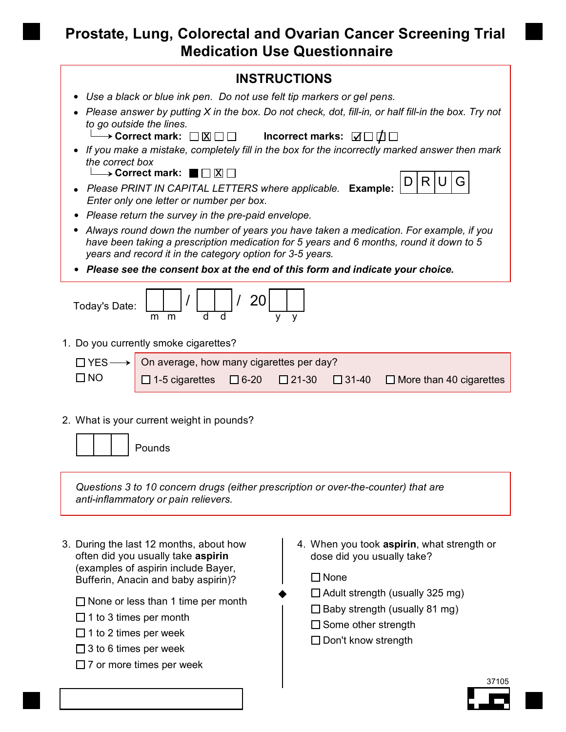# Prostate, Lung, Colorectal and Ovarian Cancer Screening Trial
# Medication Use Questionnaire

## INSTRUCTIONS

- *Use a black or blue ink pen. Do not use felt tip markers or gel pens.*
- *Please answer by putting X in the box. Do not check, dot, fill-in, or half fill-in the box. Try not to go outside the lines.*
  - **Correct mark:** ☐ ☒ ☐ ☐ **Incorrect marks:** ☑ ☐ ☐ ☐
- *If you make a mistake, completely fill in the box for the incorrectly marked answer then mark the correct box*
  - **Correct mark:** ■ ☐ ☒ ☐
- *Please PRINT IN CAPITAL LETTERS where applicable.* **Example:** D R U G  
  *Enter only one letter or number per box.*
- *Please return the survey in the pre-paid envelope.*
- *Always round down the number of years you have taken a medication. For example, if you have been taking a prescription medication for 5 years and 6 months, round it down to 5 years and record it in the category option for 3-5 years.*
- ***Please see the consent box at the end of this form and indicate your choice.***

Today's Date: ☐☐ / ☐☐ / 20☐☐ (m m / d d / y y)

1. Do you currently smoke cigarettes?

   ☐ YES → On average, how many cigarettes per day?
   ☐ 1-5 cigarettes ☐ 6-20 ☐ 21-30 ☐ 31-40 ☐ More than 40 cigarettes

   ☐ NO

2. What is your current weight in pounds?

   ☐☐☐ Pounds

*Questions 3 to 10 concern drugs (either prescription or over-the-counter) that are anti-inflammatory or pain relievers.*

3. During the last 12 months, about how often did you usually take **aspirin** (examples of aspirin include Bayer, Bufferin, Anacin and baby aspirin)?

   ☐ None or less than 1 time per month
   ☐ 1 to 3 times per month
   ☐ 1 to 2 times per week
   ☐ 3 to 6 times per week
   ☐ 7 or more times per week

4. When you took **aspirin**, what strength or dose did you usually take?

   ☐ None
   ☐ Adult strength (usually 325 mg)
   ☐ Baby strength (usually 81 mg)
   ☐ Some other strength
   ☐ Don't know strength

37105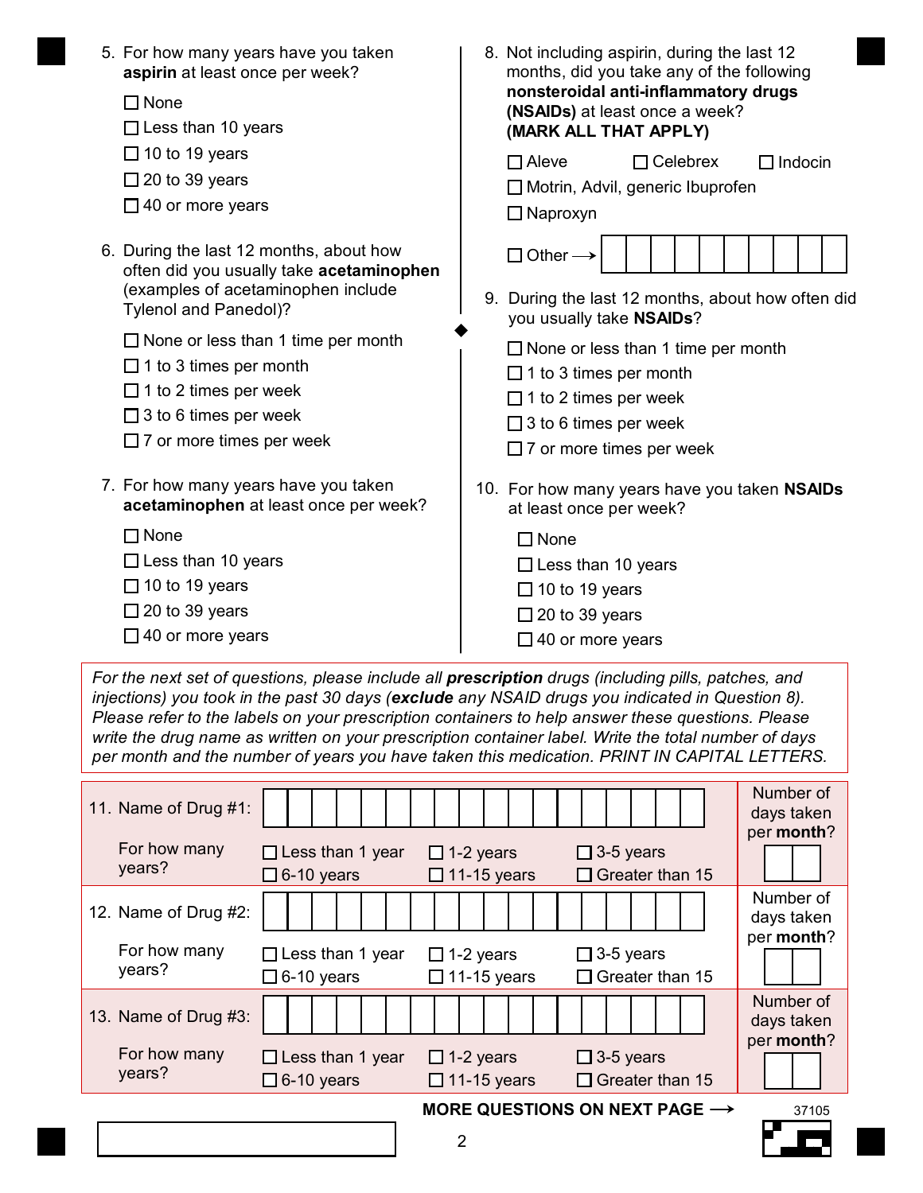5. For how many years have you taken **aspirin** at least once per week?

- ☐ None
- ☐ Less than 10 years
- ☐ 10 to 19 years
- ☐ 20 to 39 years
- ☐ 40 or more years

6. During the last 12 months, about how often did you usually take **acetaminophen** (examples of acetaminophen include Tylenol and Panedol)?

- ☐ None or less than 1 time per month
- ☐ 1 to 3 times per month
- ☐ 1 to 2 times per week
- ☐ 3 to 6 times per week
- ☐ 7 or more times per week

7. For how many years have you taken **acetaminophen** at least once per week?

- ☐ None
- ☐ Less than 10 years
- ☐ 10 to 19 years
- ☐ 20 to 39 years
- ☐ 40 or more years

8. Not including aspirin, during the last 12 months, did you take any of the following **nonsteroidal anti-inflammatory drugs (NSAIDs)** at least once a week? **(MARK ALL THAT APPLY)**

- ☐ Aleve
- ☐ Celebrex
- ☐ Indocin
- ☐ Motrin, Advil, generic Ibuprofen
- ☐ Naproxyn
- ☐ Other ⟶ ☐☐☐☐☐☐☐☐☐☐

9. During the last 12 months, about how often did you usually take **NSAIDs**?

- ☐ None or less than 1 time per month
- ☐ 1 to 3 times per month
- ☐ 1 to 2 times per week
- ☐ 3 to 6 times per week
- ☐ 7 or more times per week

10. For how many years have you taken **NSAIDs** at least once per week?

- ☐ None
- ☐ Less than 10 years
- ☐ 10 to 19 years
- ☐ 20 to 39 years
- ☐ 40 or more years

*For the next set of questions, please include all **prescription** drugs (including pills, patches, and injections) you took in the past 30 days (**exclude** any NSAID drugs you indicated in Question 8). Please refer to the labels on your prescription containers to help answer these questions. Please write the drug name as written on your prescription container label. Write the total number of days per month and the number of years you have taken this medication. PRINT IN CAPITAL LETTERS.*

11. Name of Drug #1: ☐☐☐☐☐☐☐☐☐☐☐☐☐☐☐☐♢♢ — Number of days taken per **month**? ☐☐

For how many years?
- ☐ Less than 1 year
- ☐ 1-2 years
- ☐ 3-5 years
- ☐ 6-10 years
- ☐ 11-15 years
- ☐ Greater than 15

12. Name of Drug #2: ☐☐☐☐☐☐☐☐☐☐☐☐☐☐☐☐☐☐ — Number of days taken per **month**? ☐☐

For how many years?
- ☐ Less than 1 year
- ☐ 1-2 years
- ☐ 3-5 years
- ☐ 6-10 years
- ☐ 11-15 years
- ☐ Greater than 15

13. Name of Drug #3: ☐☐☐☐☐☐☐☐☐☐☐☐☐☐☐☐☐☐ — Number of days taken per **month**? ☐☐

For how many years?
- ☐ Less than 1 year
- ☐ 1-2 years
- ☐ 3-5 years
- ☐ 6-10 years
- ☐ 11-15 years
- ☐ Greater than 15

**MORE QUESTIONS ON NEXT PAGE ⟶**

37105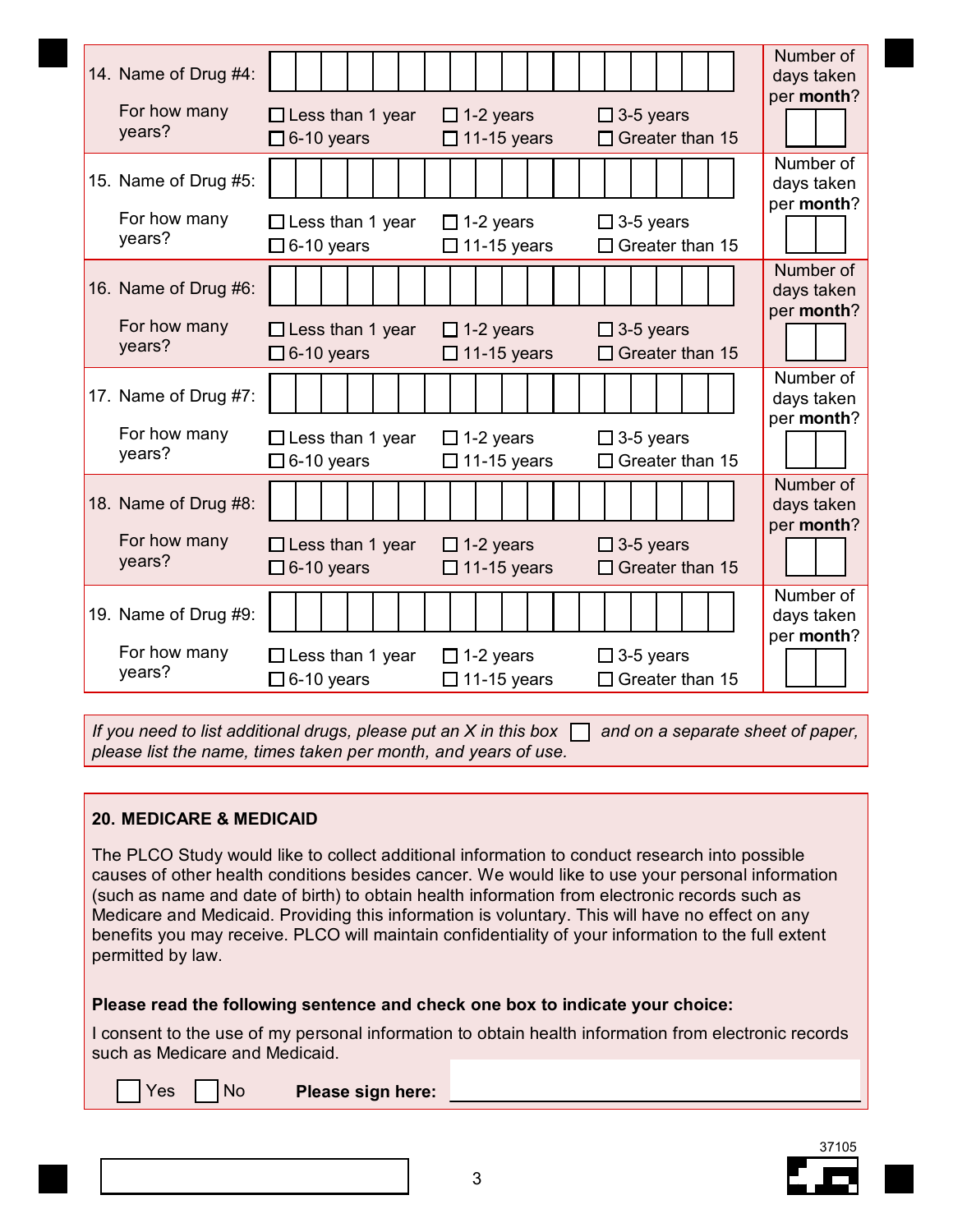14. Name of Drug #4: ______________________

For how many years?
☐ Less than 1 year ☐ 1-2 years ☐ 3-5 years
☐ 6-10 years ☐ 11-15 years ☐ Greater than 15

Number of days taken per **month**? ______

15. Name of Drug #5: ______________________

For how many years?
☐ Less than 1 year ☐ 1-2 years ☐ 3-5 years
☐ 6-10 years ☐ 11-15 years ☐ Greater than 15

Number of days taken per **month**? ______

16. Name of Drug #6: ______________________

For how many years?
☐ Less than 1 year ☐ 1-2 years ☐ 3-5 years
☐ 6-10 years ☐ 11-15 years ☐ Greater than 15

Number of days taken per **month**? ______

17. Name of Drug #7: ______________________

For how many years?
☐ Less than 1 year ☐ 1-2 years ☐ 3-5 years
☐ 6-10 years ☐ 11-15 years ☐ Greater than 15

Number of days taken per **month**? ______

18. Name of Drug #8: ______________________

For how many years?
☐ Less than 1 year ☐ 1-2 years ☐ 3-5 years
☐ 6-10 years ☐ 11-15 years ☐ Greater than 15

Number of days taken per **month**? ______

19. Name of Drug #9: ______________________

For how many years?
☐ Less than 1 year ☐ 1-2 years ☐ 3-5 years
☐ 6-10 years ☐ 11-15 years ☐ Greater than 15

Number of days taken per **month**? ______

*If you need to list additional drugs, please put an X in this box ☐ and on a separate sheet of paper, please list the name, times taken per month, and years of use.*

**20. MEDICARE & MEDICAID**

The PLCO Study would like to collect additional information to conduct research into possible causes of other health conditions besides cancer. We would like to use your personal information (such as name and date of birth) to obtain health information from electronic records such as Medicare and Medicaid. Providing this information is voluntary. This will have no effect on any benefits you may receive. PLCO will maintain confidentiality of your information to the full extent permitted by law.

**Please read the following sentence and check one box to indicate your choice:**

I consent to the use of my personal information to obtain health information from electronic records such as Medicare and Medicaid.

☐ Yes ☐ No **Please sign here:** ______________________

37105